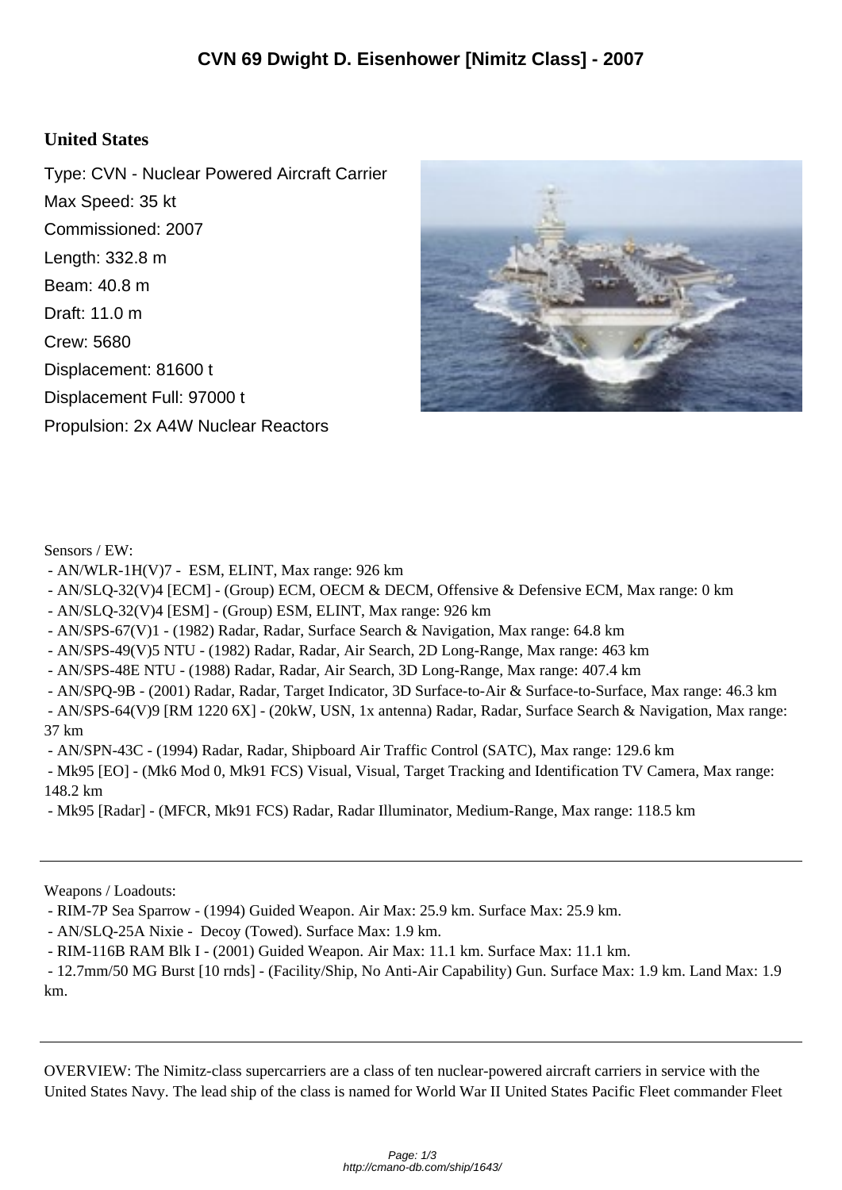# CVN 69 Dwight D. Eisenhower [Nimitz Class] - 2007

## United States

Type: CVN - Nuclear Powered Aircraft Carrier
Max Speed: 35 kt
Commissioned: 2007
Length: 332.8 m
Beam: 40.8 m
Draft: 11.0 m
Crew: 5680
Displacement: 81600 t
Displacement Full: 97000 t
Propulsion: 2x A4W Nuclear Reactors

Sensors / EW:

- AN/WLR-1H(V)7 - ESM, ELINT, Max range: 926 km
- AN/SLQ-32(V)4 [ECM] - (Group) ECM, OECM & DECM, Offensive & Defensive ECM, Max range: 0 km
- AN/SLQ-32(V)4 [ESM] - (Group) ESM, ELINT, Max range: 926 km
- AN/SPS-67(V)1 - (1982) Radar, Radar, Surface Search & Navigation, Max range: 64.8 km
- AN/SPS-49(V)5 NTU - (1982) Radar, Radar, Air Search, 2D Long-Range, Max range: 463 km
- AN/SPS-48E NTU - (1988) Radar, Radar, Air Search, 3D Long-Range, Max range: 407.4 km
- AN/SPQ-9B - (2001) Radar, Radar, Target Indicator, 3D Surface-to-Air & Surface-to-Surface, Max range: 46.3 km
- AN/SPS-64(V)9 [RM 1220 6X] - (20kW, USN, 1x antenna) Radar, Radar, Surface Search & Navigation, Max range: 37 km
- AN/SPN-43C - (1994) Radar, Radar, Shipboard Air Traffic Control (SATC), Max range: 129.6 km
- Mk95 [EO] - (Mk6 Mod 0, Mk91 FCS) Visual, Visual, Target Tracking and Identification TV Camera, Max range: 148.2 km
- Mk95 [Radar] - (MFCR, Mk91 FCS) Radar, Radar Illuminator, Medium-Range, Max range: 118.5 km

---

Weapons / Loadouts:

- RIM-7P Sea Sparrow - (1994) Guided Weapon. Air Max: 25.9 km. Surface Max: 25.9 km.
- AN/SLQ-25A Nixie - Decoy (Towed). Surface Max: 1.9 km.
- RIM-116B RAM Blk I - (2001) Guided Weapon. Air Max: 11.1 km. Surface Max: 11.1 km.
- 12.7mm/50 MG Burst [10 rnds] - (Facility/Ship, No Anti-Air Capability) Gun. Surface Max: 1.9 km. Land Max: 1.9 km.

---

OVERVIEW: The Nimitz-class supercarriers are a class of ten nuclear-powered aircraft carriers in service with the United States Navy. The lead ship of the class is named for World War II United States Pacific Fleet commander Fleet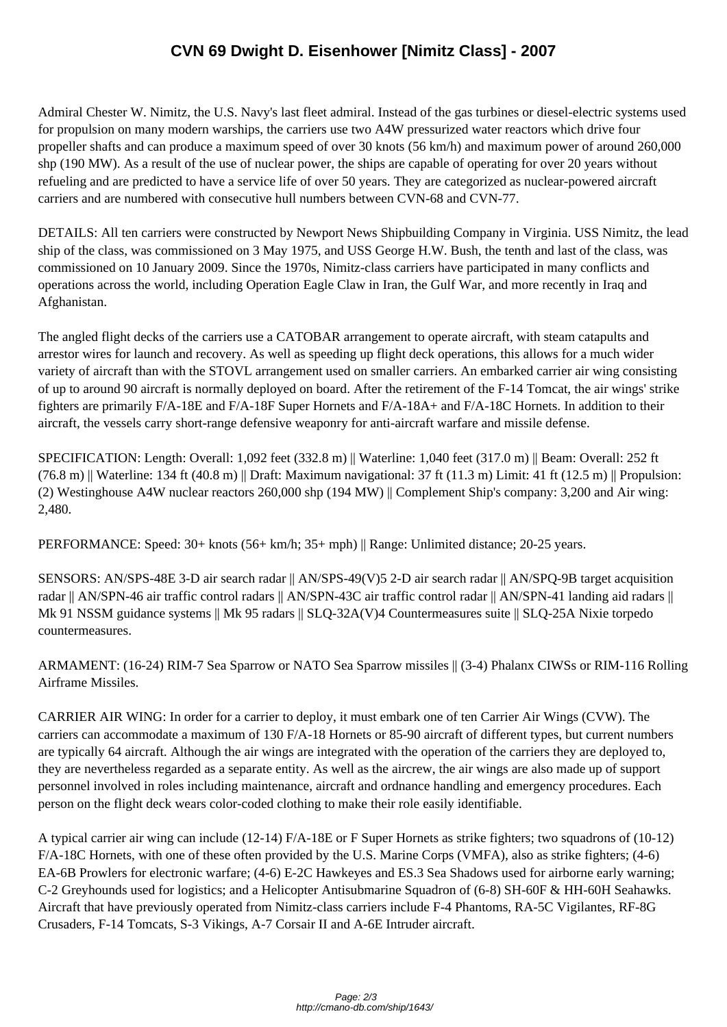# CVN 69 Dwight D. Eisenhower [Nimitz Class] - 2007

Admiral Chester W. Nimitz, the U.S. Navy's last fleet admiral. Instead of the gas turbines or diesel-electric systems used for propulsion on many modern warships, the carriers use two A4W pressurized water reactors which drive four propeller shafts and can produce a maximum speed of over 30 knots (56 km/h) and maximum power of around 260,000 shp (190 MW). As a result of the use of nuclear power, the ships are capable of operating for over 20 years without refueling and are predicted to have a service life of over 50 years. They are categorized as nuclear-powered aircraft carriers and are numbered with consecutive hull numbers between CVN-68 and CVN-77.

DETAILS: All ten carriers were constructed by Newport News Shipbuilding Company in Virginia. USS Nimitz, the lead ship of the class, was commissioned on 3 May 1975, and USS George H.W. Bush, the tenth and last of the class, was commissioned on 10 January 2009. Since the 1970s, Nimitz-class carriers have participated in many conflicts and operations across the world, including Operation Eagle Claw in Iran, the Gulf War, and more recently in Iraq and Afghanistan.

The angled flight decks of the carriers use a CATOBAR arrangement to operate aircraft, with steam catapults and arrestor wires for launch and recovery. As well as speeding up flight deck operations, this allows for a much wider variety of aircraft than with the STOVL arrangement used on smaller carriers. An embarked carrier air wing consisting of up to around 90 aircraft is normally deployed on board. After the retirement of the F-14 Tomcat, the air wings' strike fighters are primarily F/A-18E and F/A-18F Super Hornets and F/A-18A+ and F/A-18C Hornets. In addition to their aircraft, the vessels carry short-range defensive weaponry for anti-aircraft warfare and missile defense.

SPECIFICATION: Length: Overall: 1,092 feet (332.8 m) || Waterline: 1,040 feet (317.0 m) || Beam: Overall: 252 ft (76.8 m) || Waterline: 134 ft (40.8 m) || Draft: Maximum navigational: 37 ft (11.3 m) Limit: 41 ft (12.5 m) || Propulsion: (2) Westinghouse A4W nuclear reactors 260,000 shp (194 MW) || Complement Ship's company: 3,200 and Air wing: 2,480.

PERFORMANCE: Speed: 30+ knots (56+ km/h; 35+ mph) || Range: Unlimited distance; 20-25 years.

SENSORS: AN/SPS-48E 3-D air search radar || AN/SPS-49(V)5 2-D air search radar || AN/SPQ-9B target acquisition radar || AN/SPN-46 air traffic control radars || AN/SPN-43C air traffic control radar || AN/SPN-41 landing aid radars || Mk 91 NSSM guidance systems || Mk 95 radars || SLQ-32A(V)4 Countermeasures suite || SLQ-25A Nixie torpedo countermeasures.

ARMAMENT: (16-24) RIM-7 Sea Sparrow or NATO Sea Sparrow missiles || (3-4) Phalanx CIWSs or RIM-116 Rolling Airframe Missiles.

CARRIER AIR WING: In order for a carrier to deploy, it must embark one of ten Carrier Air Wings (CVW). The carriers can accommodate a maximum of 130 F/A-18 Hornets or 85-90 aircraft of different types, but current numbers are typically 64 aircraft. Although the air wings are integrated with the operation of the carriers they are deployed to, they are nevertheless regarded as a separate entity. As well as the aircrew, the air wings are also made up of support personnel involved in roles including maintenance, aircraft and ordnance handling and emergency procedures. Each person on the flight deck wears color-coded clothing to make their role easily identifiable.

A typical carrier air wing can include (12-14) F/A-18E or F Super Hornets as strike fighters; two squadrons of (10-12) F/A-18C Hornets, with one of these often provided by the U.S. Marine Corps (VMFA), also as strike fighters; (4-6) EA-6B Prowlers for electronic warfare; (4-6) E-2C Hawkeyes and ES.3 Sea Shadows used for airborne early warning; C-2 Greyhounds used for logistics; and a Helicopter Antisubmarine Squadron of (6-8) SH-60F & HH-60H Seahawks. Aircraft that have previously operated from Nimitz-class carriers include F-4 Phantoms, RA-5C Vigilantes, RF-8G Crusaders, F-14 Tomcats, S-3 Vikings, A-7 Corsair II and A-6E Intruder aircraft.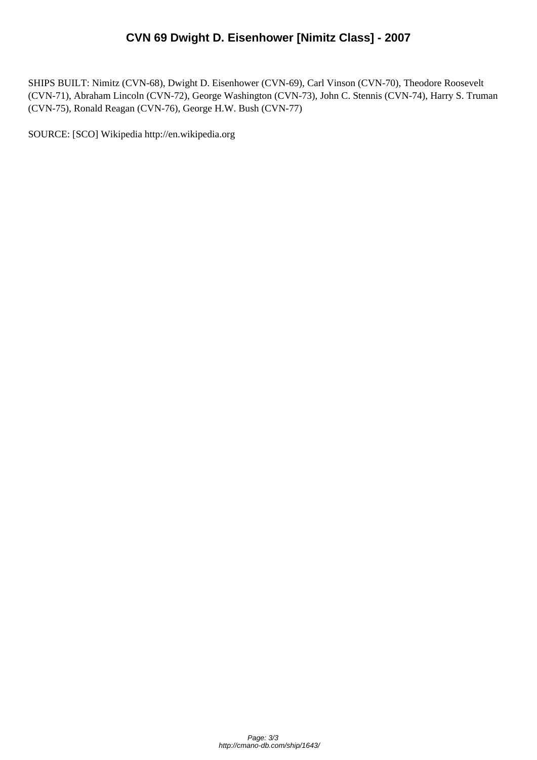SHIPS BUILT: Nimitz (CVN-68), Dwight D. Eisenhower (CVN-69), Carl Vinson (CVN-70), Theodore Roosevelt (CVN-71), Abraham Lincoln (CVN-72), George Washington (CVN-73), John C. Stennis (CVN-74), Harry S. Truman (CVN-75), Ronald Reagan (CVN-76), George H.W. Bush (CVN-77)

SOURCE: [SCO] Wikipedia http://en.wikipedia.org